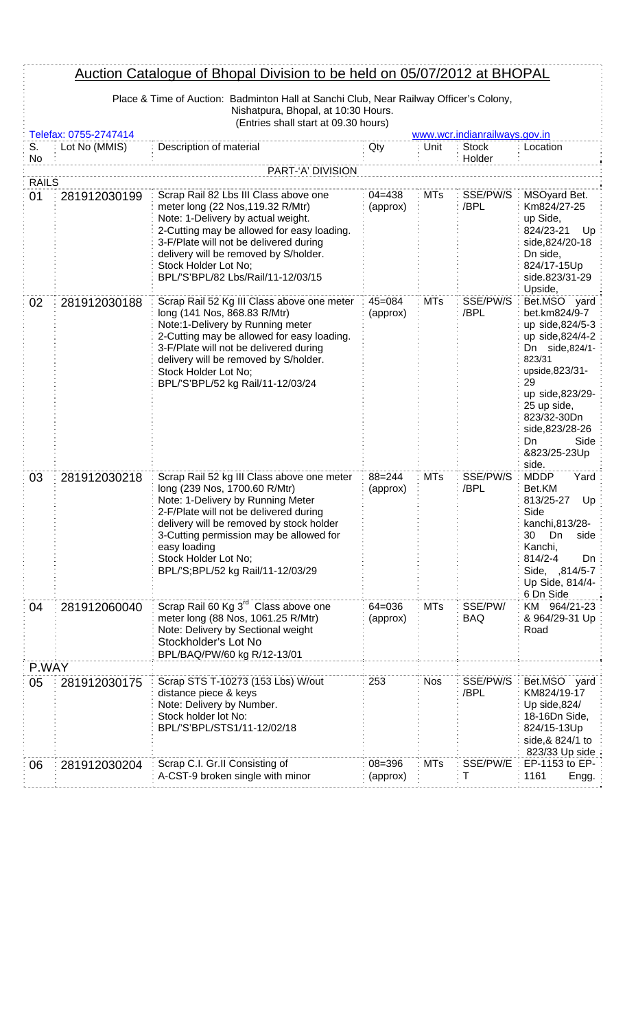# Auction Catalogue of Bhopal Division to be held on 05/07/2012 at BHOPAL

Place & Time of Auction: Badminton Hall at Sanchi Club, Near Railway Officer's Colony, Nishatpura, Bhopal, at 10:30 Hours.
(Entries shall start at 09.30 hours)

Telefax: 0755-2747414 | www.wcr.indianrailways.gov.in

| S. No | Lot No (MMIS) | Description of material | Qty | Unit | Stock Holder | Location |
|---|---|---|---|---|---|---|
| | | PART-'A' DIVISION | | | | |
| RAILS | | | | | | |
| 01 | 281912030199 | Scrap Rail 82 Lbs III Class above one meter long (22 Nos,119.32 R/Mtr)<br>Note: 1-Delivery by actual weight.<br>2-Cutting may be allowed for easy loading.<br>3-F/Plate will not be delivered during delivery will be removed by S/holder.<br>Stock Holder Lot No;<br>BPL/'S'BPL/82 Lbs/Rail/11-12/03/15 | 04=438 (approx) | MTs | SSE/PW/S /BPL | MSOyard Bet. Km824/27-25 up Side, 824/23-21 Up side,824/20-18 Dn side, 824/17-15Up side.823/31-29 Upside, |
| 02 | 281912030188 | Scrap Rail 52 Kg III Class above one meter long (141 Nos, 868.83 R/Mtr)<br>Note:1-Delivery by Running meter<br>2-Cutting may be allowed for easy loading.<br>3-F/Plate will not be delivered during delivery will be removed by S/holder.<br>Stock Holder Lot No;<br>BPL/'S'BPL/52 kg Rail/11-12/03/24 | 45=084 (approx) | MTs | SSE/PW/S /BPL | Bet.MSO yard bet.km824/9-7 up side,824/5-3 up side,824/4-2 Dn side,824/1-823/31 upside,823/31-29 up side,823/29-25 up side, 823/32-30Dn side,823/28-26 Dn Side &823/25-23Up side. |
| 03 | 281912030218 | Scrap Rail 52 kg III Class above one meter long (239 Nos, 1700.60 R/Mtr)<br>Note: 1-Delivery by Running Meter<br>2-F/Plate will not be delivered during delivery will be removed by stock holder<br>3-Cutting permission may be allowed for easy loading<br>Stock Holder Lot No;<br>BPL/'S;BPL/52 kg Rail/11-12/03/29 | 88=244 (approx) | MTs | SSE/PW/S /BPL | MDDP Yard Bet.KM 813/25-27 Up Side kanchi,813/28-30 Dn side Kanchi, 814/2-4 Dn Side, ,814/5-7 Up Side, 814/4-6 Dn Side |
| 04 | 281912060040 | Scrap Rail 60 Kg 3rd Class above one meter long (88 Nos, 1061.25 R/Mtr)<br>Note: Delivery by Sectional weight<br>Stockholder's Lot No<br>BPL/BAQ/PW/60 kg R/12-13/01 | 64=036 (approx) | MTs | SSE/PW/ BAQ | KM 964/21-23 & 964/29-31 Up Road |
| P.WAY | | | | | | |
| 05 | 281912030175 | Scrap STS T-10273 (153 Lbs) W/out distance piece & keys<br>Note: Delivery by Number.<br>Stock holder lot No:<br>BPL/'S'BPL/STS1/11-12/02/18 | 253 | Nos | SSE/PW/S /BPL | Bet.MSO yard KM824/19-17 Up side,824/ 18-16Dn Side, 824/15-13Up side,& 824/1 to 823/33 Up side |
| 06 | 281912030204 | Scrap C.I. Gr.II Consisting of A-CST-9 broken single with minor | 08=396 (approx) | MTs | SSE/PW/E T | EP-1153 to EP-1161 Engg. |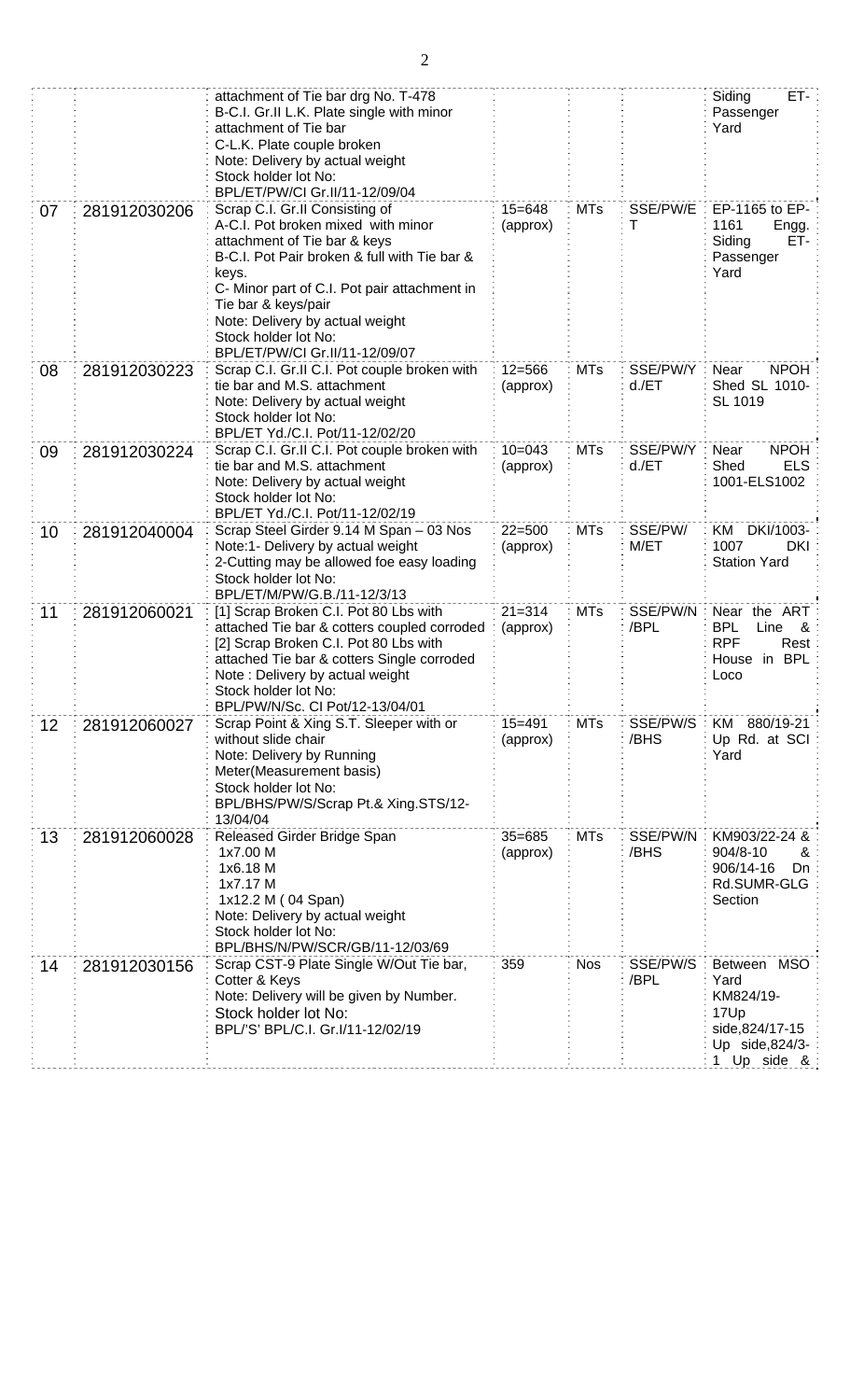| | | | | | | |
|---|---|---|---|---|---|---|
| | | attachment of Tie bar drg No. T-478<br>B-C.I. Gr.II L.K. Plate single with minor attachment of Tie bar<br>C-L.K. Plate couple broken<br>Note: Delivery by actual weight<br>Stock holder lot No:<br>BPL/ET/PW/CI Gr.II/11-12/09/04 | | | | Siding ET-Passenger Yard |
| 07 | 281912030206 | Scrap C.I. Gr.II Consisting of<br>A-C.I. Pot broken mixed with minor attachment of Tie bar & keys<br>B-C.I. Pot Pair broken & full with Tie bar & keys.<br>C- Minor part of C.I. Pot pair attachment in Tie bar & keys/pair<br>Note: Delivery by actual weight<br>Stock holder lot No:<br>BPL/ET/PW/CI Gr.II/11-12/09/07 | 15=648 (approx) | MTs | SSE/PW/ET | EP-1165 to EP-1161 Engg. Siding ET-Passenger Yard |
| 08 | 281912030223 | Scrap C.I. Gr.II C.I. Pot couple broken with tie bar and M.S. attachment<br>Note: Delivery by actual weight<br>Stock holder lot No:<br>BPL/ET Yd./C.I. Pot/11-12/02/20 | 12=566 (approx) | MTs | SSE/PW/Yd./ET | Near NPOH Shed SL 1010-SL 1019 |
| 09 | 281912030224 | Scrap C.I. Gr.II C.I. Pot couple broken with tie bar and M.S. attachment<br>Note: Delivery by actual weight<br>Stock holder lot No:<br>BPL/ET Yd./C.I. Pot/11-12/02/19 | 10=043 (approx) | MTs | SSE/PW/Yd./ET | Near NPOH Shed ELS 1001-ELS1002 |
| 10 | 281912040004 | Scrap Steel Girder 9.14 M Span – 03 Nos<br>Note:1- Delivery by actual weight<br>2-Cutting may be allowed foe easy loading<br>Stock holder lot No:<br>BPL/ET/M/PW/G.B./11-12/3/13 | 22=500 (approx) | MTs | SSE/PW/M/ET | KM DKI/1003-1007 DKI Station Yard |
| 11 | 281912060021 | [1] Scrap Broken C.I. Pot 80 Lbs with attached Tie bar & cotters coupled corroded<br>[2] Scrap Broken C.I. Pot 80 Lbs with attached Tie bar & cotters Single corroded<br>Note : Delivery by actual weight<br>Stock holder lot No:<br>BPL/PW/N/Sc. CI Pot/12-13/04/01 | 21=314 (approx) | MTs | SSE/PW/N/BPL | Near the ART BPL Line & RPF Rest House in BPL Loco |
| 12 | 281912060027 | Scrap Point & Xing S.T. Sleeper with or without slide chair<br>Note: Delivery by Running Meter(Measurement basis)<br>Stock holder lot No:<br>BPL/BHS/PW/S/Scrap Pt.& Xing.STS/12-13/04/04 | 15=491 (approx) | MTs | SSE/PW/S/BHS | KM 880/19-21 Up Rd. at SCI Yard |
| 13 | 281912060028 | Released Girder Bridge Span<br>1x7.00 M<br>1x6.18 M<br>1x7.17 M<br>1x12.2 M ( 04 Span)<br>Note: Delivery by actual weight<br>Stock holder lot No:<br>BPL/BHS/N/PW/SCR/GB/11-12/03/69 | 35=685 (approx) | MTs | SSE/PW/N/BHS | KM903/22-24 & 904/8-10 & 906/14-16 Dn Rd.SUMR-GLG Section |
| 14 | 281912030156 | Scrap CST-9 Plate Single W/Out Tie bar, Cotter & Keys<br>Note: Delivery will be given by Number.<br>Stock holder lot No:<br>BPL/'S' BPL/C.I. Gr.I/11-12/02/19 | 359 | Nos | SSE/PW/S/BPL | Between MSO Yard KM824/19-17Up side,824/17-15 Up side,824/3-1 Up side & |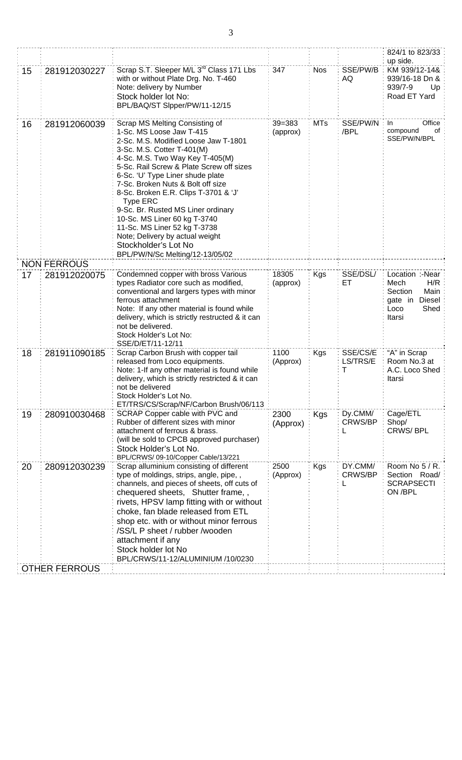|  |  |  |  |  |  |  |
|---|---|---|---|---|---|---|
|  |  |  |  |  |  | 824/1 to 823/33 up side. |
| 15 | 281912030227 | Scrap S.T. Sleeper M/L 3rd Class 171 Lbs with or without Plate Drg. No. T-460<br>Note: delivery by Number<br>Stock holder lot No:<br>BPL/BAQ/ST Slpper/PW/11-12/15 | 347 | Nos | SSE/PW/BAQ | KM 939/12-14& 939/16-18 Dn & 939/7-9 Up Road ET Yard |
| 16 | 281912060039 | Scrap MS Melting Consisting of<br>1-Sc. MS Loose Jaw T-415<br>2-Sc. M.S. Modified Loose Jaw T-1801<br>3-Sc. M.S. Cotter T-401(M)<br>4-Sc. M.S. Two Way Key T-405(M)<br>5-Sc. Rail Screw & Plate Screw off sizes<br>6-Sc. 'U' Type Liner shude plate<br>7-Sc. Broken Nuts & Bolt off size<br>8-Sc. Broken E.R. Clips T-3701 & 'J' Type ERC<br>9-Sc. Br. Rusted MS Liner ordinary<br>10-Sc. MS Liner 60 kg T-3740<br>11-Sc. MS Liner 52 kg T-3738<br>Note; Delivery by actual weight<br>Stockholder's Lot No<br>BPL/PW/N/Sc Melting/12-13/05/02 | 39=383 (approx) | MTs | SSE/PW/N/BPL | In Office compound of SSE/PW/N/BPL |
|  | NON FERROUS |  |  |  |  |  |
| 17 | 281912020075 | Condemned copper with bross Various types Radiator core such as modified, conventional and largers types with minor ferrous attachment<br>Note: If any other material is found while delivery, which is strictly restructed & it can not be delivered.<br>Stock Holder's Lot No:<br>SSE/D/ET/11-12/11 | 18305 (approx) | Kgs | SSE/DSL/ET | Location :-Near Mech H/R Section Main gate in Diesel Loco Shed Itarsi |
| 18 | 281911090185 | Scrap Carbon Brush with copper tail released from Loco equipments.<br>Note: 1-If any other material is found while delivery, which is strictly restricted & it can not be delivered<br>Stock Holder's Lot No.<br>ET/TRS/CS/Scrap/NF/Carbon Brush/06/113 | 1100 (Approx) | Kgs | SSE/CS/ELS/TRS/ET | "A" in Scrap Room No.3 at A.C. Loco Shed Itarsi |
| 19 | 280910030468 | SCRAP Copper cable with PVC and Rubber of different sizes with minor attachment of ferrous & brass.<br>(will be sold to CPCB approved purchaser)<br>Stock Holder's Lot No.<br>BPL/CRWS/ 09-10/Copper Cable/13/221 | 2300 (Approx) | Kgs | Dy.CMM/CRWS/BPL | Cage/ETL Shop/ CRWS/ BPL |
| 20 | 280912030239 | Scrap alluminium consisting of different type of moldings, strips, angle, pipe, , channels, and pieces of sheets, off cuts of chequered sheets, Shutter frame, , rivets, HPSV lamp fitting with or without choke, fan blade released from ETL shop etc. with or without minor ferrous /SS/L P sheet / rubber /wooden attachment if any<br>Stock holder lot No<br>BPL/CRWS/11-12/ALUMINIUM /10/0230 | 2500 (Approx) | Kgs | DY.CMM/CRWS/BPL | Room No 5 / R. Section Road/ SCRAPSECTION /BPL |
|  | OTHER FERROUS |  |  |  |  |  |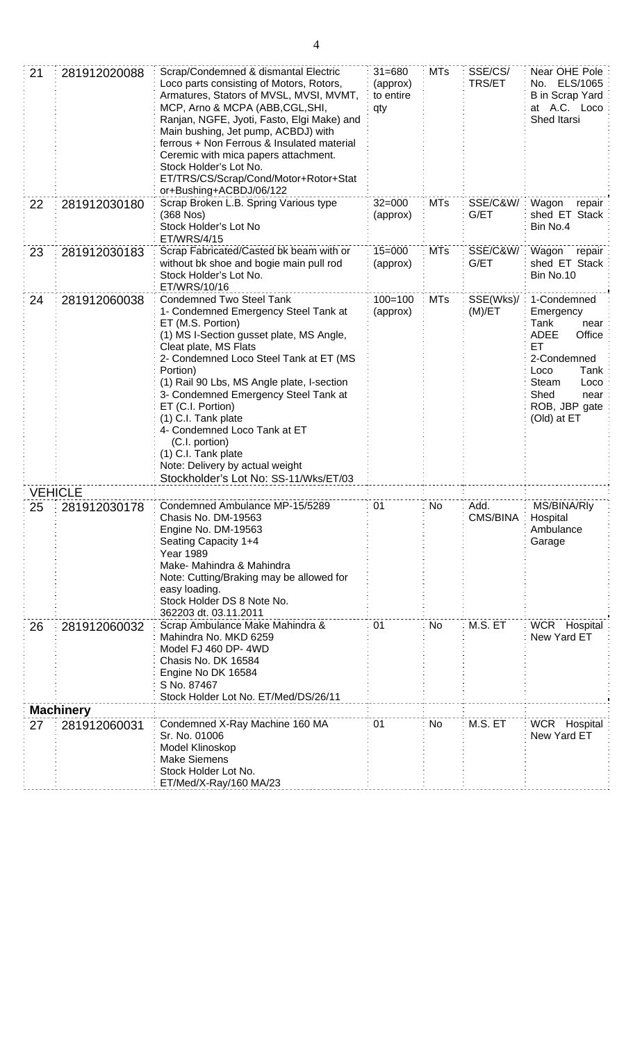| 21 | 281912020088 | Scrap/Condemned & dismantal Electric Loco parts consisting of Motors, Rotors, Armatures, Stators of MVSL, MVSI, MVMT, MCP, Arno & MCPA (ABB,CGL,SHI, Ranjan, NGFE, Jyoti, Fasto, Elgi Make) and Main bushing, Jet pump, ACBDJ) with ferrous + Non Ferrous & Insulated material Ceremic with mica papers attachment. Stock Holder's Lot No. ET/TRS/CS/Scrap/Cond/Motor+Rotor+Stator+Bushing+ACBDJ/06/122 | 31=680 (approx) to entire qty | MTs | SSE/CS/ TRS/ET | Near OHE Pole No. ELS/1065 B in Scrap Yard at A.C. Loco Shed Itarsi |
|---|---|---|---|---|---|---|
| 22 | 281912030180 | Scrap Broken L.B. Spring Various type (368 Nos) Stock Holder's Lot No ET/WRS/4/15 | 32=000 (approx) | MTs | SSE/C&W/ G/ET | Wagon repair shed ET Stack Bin No.4 |
| 23 | 281912030183 | Scrap Fabricated/Casted bk beam with or without bk shoe and bogie main pull rod Stock Holder's Lot No. ET/WRS/10/16 | 15=000 (approx) | MTs | SSE/C&W/ G/ET | Wagon repair shed ET Stack Bin No.10 |
| 24 | 281912060038 | Condemned Two Steel Tank<br>1- Condemned Emergency Steel Tank at ET (M.S. Portion)<br>(1) MS I-Section gusset plate, MS Angle, Cleat plate, MS Flats<br>2- Condemned Loco Steel Tank at ET (MS Portion)<br>(1) Rail 90 Lbs, MS Angle plate, I-section<br>3- Condemned Emergency Steel Tank at ET (C.I. Portion)<br>(1) C.I. Tank plate<br>4- Condemned Loco Tank at ET (C.I. portion)<br>(1) C.I. Tank plate<br>Note: Delivery by actual weight<br>Stockholder's Lot No: SS-11/Wks/ET/03 | 100=100 (approx) | MTs | SSE(Wks)/ (M)/ET | 1-Condemned Emergency Tank near ADEE Office ET<br>2-Condemned Loco Tank Steam Loco Shed near ROB, JBP gate (Old) at ET |
| **VEHICLE** | | | | | | |
| 25 | 281912030178 | Condemned Ambulance MP-15/5289<br>Chasis No. DM-19563<br>Engine No. DM-19563<br>Seating Capacity 1+4<br>Year 1989<br>Make- Mahindra & Mahindra<br>Note: Cutting/Braking may be allowed for easy loading.<br>Stock Holder DS 8 Note No. 362203 dt. 03.11.2011 | 01 | No | Add. CMS/BINA | MS/BINA/Rly Hospital Ambulance Garage |
| 26 | 281912060032 | Scrap Ambulance Make Mahindra & Mahindra No. MKD 6259<br>Model FJ 460 DP- 4WD<br>Chasis No. DK 16584<br>Engine No DK 16584<br>S No. 87467<br>Stock Holder Lot No. ET/Med/DS/26/11 | 01 | No | M.S. ET | WCR Hospital New Yard ET |
| **Machinery** | | | | | | |
| 27 | 281912060031 | Condemned X-Ray Machine 160 MA<br>Sr. No. 01006<br>Model Klinoskop<br>Make Siemens<br>Stock Holder Lot No. ET/Med/X-Ray/160 MA/23 | 01 | No | M.S. ET | WCR Hospital New Yard ET |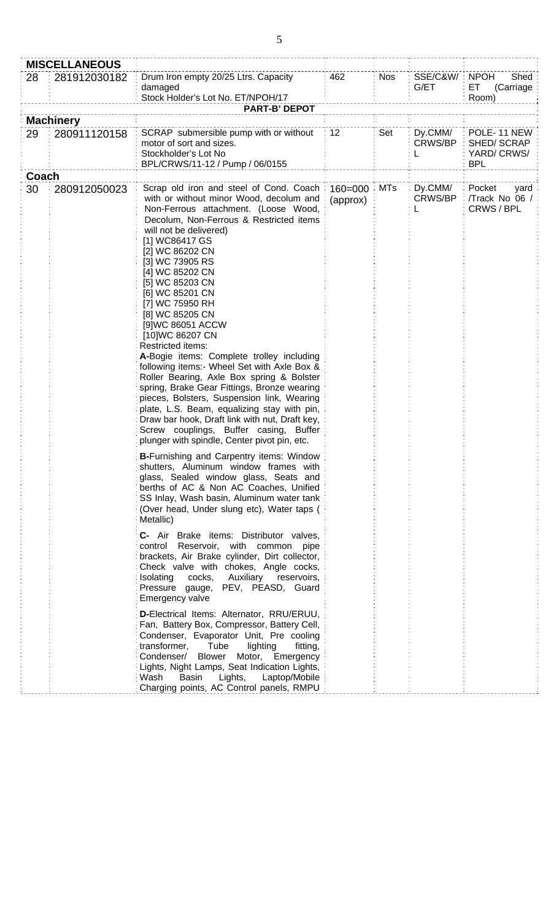| | | | | | | |
|---|---|---|---|---|---|---|
| **MISCELLANEOUS** | | | | | | |
| 28 | 281912030182 | Drum Iron empty 20/25 Ltrs. Capacity damaged<br>Stock Holder's Lot No. ET/NPOH/17 | 462 | Nos | SSE/C&W/ G/ET | NPOH Shed ET (Carriage Room) |
| | | **PART-B' DEPOT** | | | | |
| **Machinery** | | | | | | |
| 29 | 280911120158 | SCRAP submersible pump with or without motor of sort and sizes.<br>Stockholder's Lot No<br>BPL/CRWS/11-12 / Pump / 06/0155 | 12 | Set | Dy.CMM/ CRWS/BPL | POLE- 11 NEW SHED/ SCRAP YARD/ CRWS/ BPL |
| **Coach** | | | | | | |
| 30 | 280912050023 | Scrap old iron and steel of Cond. Coach with or without minor Wood, decolum and Non-Ferrous attachment. (Loose Wood, Decolum, Non-Ferrous & Restricted items will not be delivered)<br>[1] WC86417 GS<br>[2] WC 86202 CN<br>[3] WC 73905 RS<br>[4] WC 85202 CN<br>[5] WC 85203 CN<br>[6] WC 85201 CN<br>[7] WC 75950 RH<br>[8] WC 85205 CN<br>[9]WC 86051 ACCW<br>[10]WC 86207 CN<br>Restricted items:<br>**A-**Bogie items: Complete trolley including following items:- Wheel Set with Axle Box & Roller Bearing, Axle Box spring & Bolster spring, Brake Gear Fittings, Bronze wearing pieces, Bolsters, Suspension link, Wearing plate, L.S. Beam, equalizing stay with pin, Draw bar hook, Draft link with nut, Draft key, Screw couplings, Buffer casing, Buffer plunger with spindle, Center pivot pin, etc.<br>**B-**Furnishing and Carpentry items: Window shutters, Aluminum window frames with glass, Sealed window glass, Seats and berths of AC & Non AC Coaches, Unified SS Inlay, Wash basin, Aluminum water tank (Over head, Under slung etc), Water taps ( Metallic)<br>**C-** Air Brake items: Distributor valves, control Reservoir, with common pipe brackets, Air Brake cylinder, Dirt collector, Check valve with chokes, Angle cocks, Isolating cocks, Auxiliary reservoirs, Pressure gauge, PEV, PEASD, Guard Emergency valve<br>**D-**Electrical Items: Alternator, RRU/ERUU, Fan, Battery Box, Compressor, Battery Cell, Condenser, Evaporator Unit, Pre cooling transformer, Tube lighting fitting, Condenser/ Blower Motor, Emergency Lights, Night Lamps, Seat Indication Lights, Wash Basin Lights, Laptop/Mobile Charging points, AC Control panels, RMPU | 160=000 (approx) | MTs | Dy.CMM/ CRWS/BPL | Pocket yard /Track No 06 / CRWS / BPL |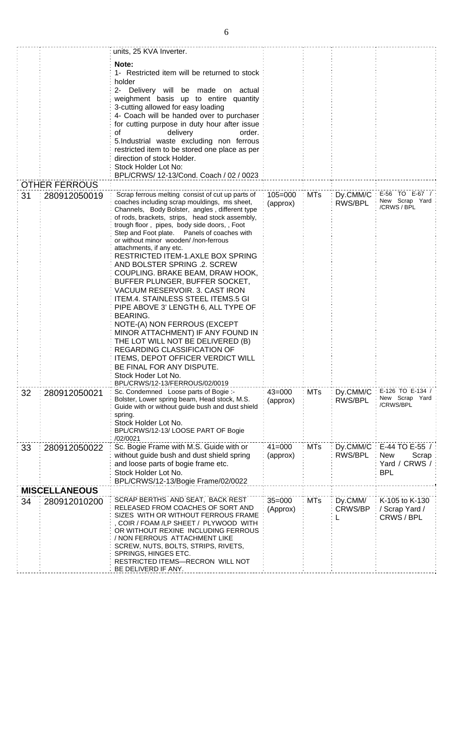| | | | | | | |
|---|---|---|---|---|---|---|
| | | units, 25 KVA Inverter.<br><br>**Note:**<br>1- Restricted item will be returned to stock holder<br>2- Delivery will be made on actual weighment basis up to entire quantity<br>3-cutting allowed for easy loading<br>4- Coach will be handed over to purchaser for cutting purpose in duty hour after issue of delivery order.<br>5.Industrial waste excluding non ferrous restricted item to be stored one place as per direction of stock Holder.<br>Stock Holder Lot No:<br>BPL/CRWS/ 12-13/Cond. Coach / 02 / 0023 | | | | |
| **OTHER FERROUS** | | | | | | |
| 31 | 280912050019 | Scrap ferrous melting consist of cut up parts of coaches including scrap mouldings, ms sheet, Channels, Body Bolster, angles , different type of rods, brackets, strips, head stock assembly, trough floor , pipes, body side doors, , Foot Step and Foot plate. Panels of coaches with or without minor wooden/ /non-ferrous attachments, if any etc.<br>RESTRICTED ITEM-1.AXLE BOX SPRING AND BOLSTER SPRING .2. SCREW COUPLING. BRAKE BEAM, DRAW HOOK, BUFFER PLUNGER, BUFFER SOCKET, VACUUM RESERVOIR. 3. CAST IRON ITEM.4. STAINLESS STEEL ITEMS.5 GI PIPE ABOVE 3' LENGTH 6, ALL TYPE OF BEARING.<br>NOTE-(A) NON FERROUS (EXCEPT MINOR ATTACHMENT) IF ANY FOUND IN THE LOT WILL NOT BE DELIVERED (B) REGARDING CLASSIFICATION OF ITEMS, DEPOT OFFICER VERDICT WILL BE FINAL FOR ANY DISPUTE.<br>Stock Hoder Lot No.<br>BPL/CRWS/12-13/FERROUS/02/0019 | 105=000 (approx) | MTs | Dy.CMM/C RWS/BPL | E-56 TO E-67 / New Scrap Yard /CRWS / BPL |
| 32 | 280912050021 | Sc. Condemned Loose parts of Bogie :- Bolster, Lower spring beam, Head stock, M.S. Guide with or without guide bush and dust shield spring.<br>Stock Holder Lot No.<br>BPL/CRWS/12-13/ LOOSE PART OF Bogie /02/0021 | 43=000 (approx) | MTs | Dy.CMM/C RWS/BPL | E-126 TO E-134 / New Scrap Yard /CRWS/BPL |
| 33 | 280912050022 | Sc. Bogie Frame with M.S. Guide with or without guide bush and dust shield spring and loose parts of bogie frame etc.<br>Stock Holder Lot No.<br>BPL/CRWS/12-13/Bogie Frame/02/0022 | 41=000 (approx) | MTs | Dy.CMM/C RWS/BPL | E-44 TO E-55 / New Scrap Yard / CRWS / BPL |
| **MISCELLANEOUS** | | | | | | |
| 34 | 280912010200 | SCRAP BERTHS AND SEAT, BACK REST RELEASED FROM COACHES OF SORT AND SIZES WITH OR WITHOUT FERROUS FRAME , COIR / FOAM /LP SHEET / PLYWOOD WITH OR WITHOUT REXINE INCLUDING FERROUS / NON FERROUS ATTACHMENT LIKE SCREW, NUTS, BOLTS, STRIPS, RIVETS, SPRINGS, HINGES ETC.<br>RESTRICTED ITEMS—RECRON WILL NOT BE DELIVERD IF ANY. | 35=000 (Approx) | MTs | Dy.CMM/ CRWS/BPL | K-105 to K-130 / Scrap Yard / CRWS / BPL |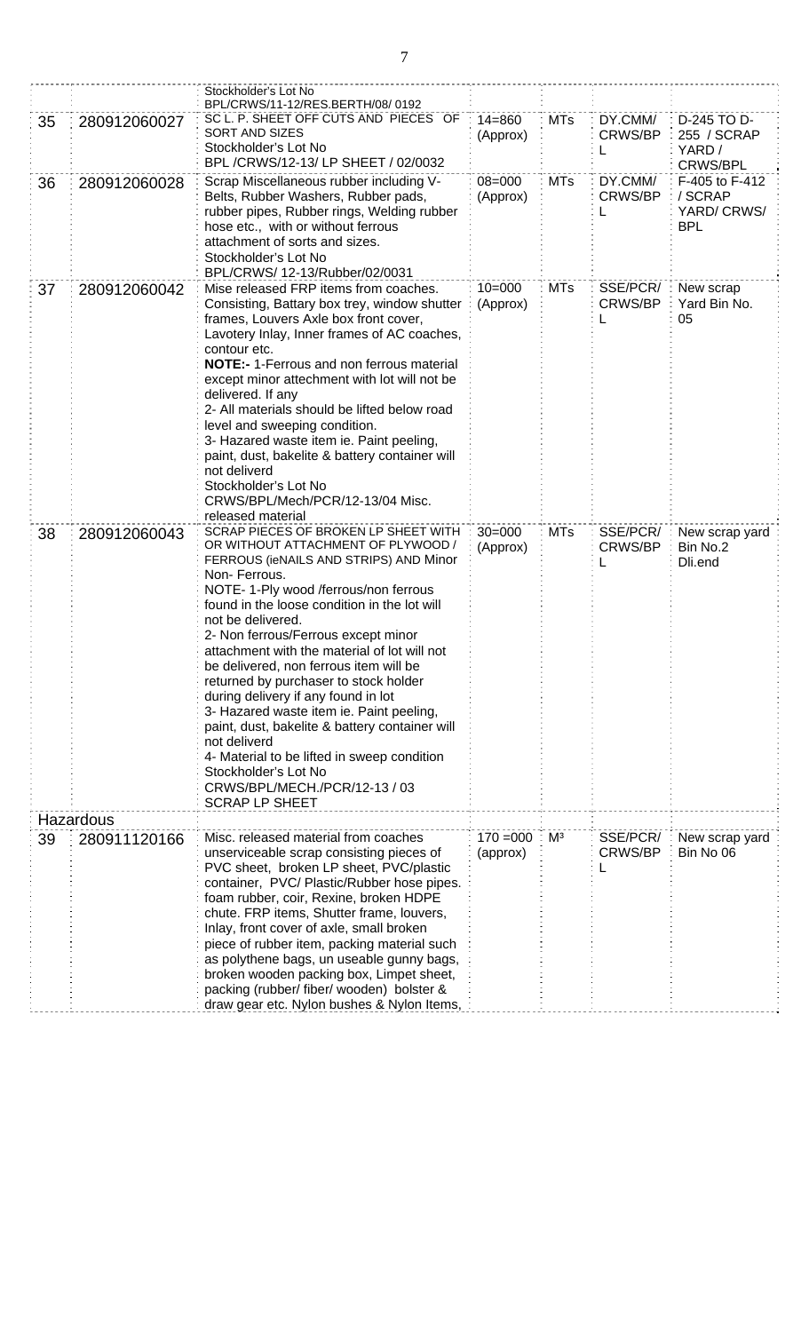| | | | | | | |
|---|---|---|---|---|---|---|
| | | Stockholder's Lot No BPL/CRWS/11-12/RES.BERTH/08/ 0192 | | | | |
| 35 | 280912060027 | SC L. P. SHEET OFF CUTS AND PIECES OF SORT AND SIZES<br>Stockholder's Lot No<br>BPL /CRWS/12-13/ LP SHEET / 02/0032 | 14=860 (Approx) | MTs | DY.CMM/ CRWS/BPL | D-245 TO D-255 / SCRAP YARD / CRWS/BPL |
| 36 | 280912060028 | Scrap Miscellaneous rubber including V-Belts, Rubber Washers, Rubber pads, rubber pipes, Rubber rings, Welding rubber hose etc., with or without ferrous attachment of sorts and sizes.<br>Stockholder's Lot No<br>BPL/CRWS/ 12-13/Rubber/02/0031 | 08=000 (Approx) | MTs | DY.CMM/ CRWS/BPL | F-405 to F-412 / SCRAP YARD/ CRWS/ BPL |
| 37 | 280912060042 | Mise released FRP items from coaches. Consisting, Battary box trey, window shutter frames, Louvers Axle box front cover, Lavotery Inlay, Inner frames of AC coaches, contour etc.<br>**NOTE:-** 1-Ferrous and non ferrous material except minor attechment with lot will not be delivered. If any<br>2- All materials should be lifted below road level and sweeping condition.<br>3- Hazared waste item ie. Paint peeling, paint, dust, bakelite & battery container will not deliverd<br>Stockholder's Lot No<br>CRWS/BPL/Mech/PCR/12-13/04 Misc. released material | 10=000 (Approx) | MTs | SSE/PCR/ CRWS/BPL | New scrap Yard Bin No. 05 |
| 38 | 280912060043 | SCRAP PIECES OF BROKEN LP SHEET WITH OR WITHOUT ATTACHMENT OF PLYWOOD / FERROUS (ieNAILS AND STRIPS) AND Minor Non- Ferrous.<br>NOTE- 1-Ply wood /ferrous/non ferrous found in the loose condition in the lot will not be delivered.<br>2- Non ferrous/Ferrous except minor attachment with the material of lot will not be delivered, non ferrous item will be returned by purchaser to stock holder during delivery if any found in lot<br>3- Hazared waste item ie. Paint peeling, paint, dust, bakelite & battery container will not deliverd<br>4- Material to be lifted in sweep condition<br>Stockholder's Lot No<br>CRWS/BPL/MECH./PCR/12-13 / 03 SCRAP LP SHEET | 30=000 (Approx) | MTs | SSE/PCR/ CRWS/BPL | New scrap yard Bin No.2 Dli.end |
| Hazardous | | | | | | |
| 39 | 280911120166 | Misc. released material from coaches unserviceable scrap consisting pieces of PVC sheet, broken LP sheet, PVC/plastic container, PVC/ Plastic/Rubber hose pipes. foam rubber, coir, Rexine, broken HDPE chute. FRP items, Shutter frame, louvers, Inlay, front cover of axle, small broken piece of rubber item, packing material such as polythene bags, un useable gunny bags, broken wooden packing box, Limpet sheet, packing (rubber/ fiber/ wooden) bolster & draw gear etc. Nylon bushes & Nylon Items, | 170 =000 (approx) | $M^3$ | SSE/PCR/ CRWS/BPL | New scrap yard Bin No 06 |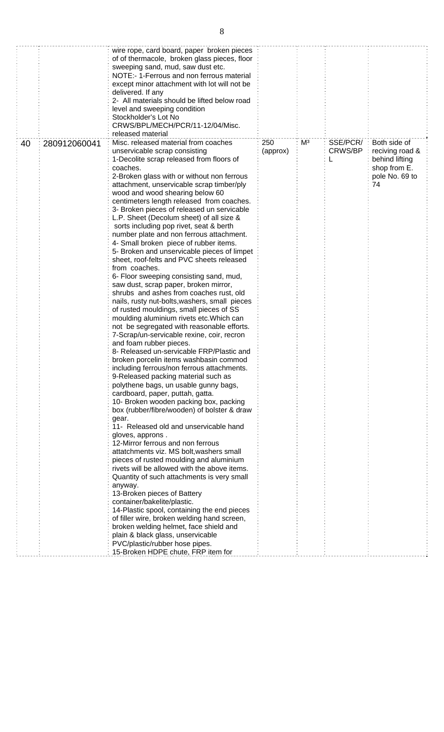| | | | | | | |
|---|---|---|---|---|---|---|
| | | wire rope, card board, paper broken pieces of of thermacole, broken glass pieces, floor sweeping sand, mud, saw dust etc.<br>NOTE:- 1-Ferrous and non ferrous material except minor attachment with lot will not be delivered. If any<br>2- All materials should be lifted below road level and sweeping condition<br>Stockholder's Lot No CRWS/BPL/MECH/PCR/11-12/04/Misc. released material | | | | |
| 40 | 280912060041 | Misc. released material from coaches unservicable scrap consisting<br>1-Decolite scrap released from floors of coaches.<br>2-Broken glass with or without non ferrous attachment, unservicable scrap timber/ply wood and wood shearing below 60 centimeters length released from coaches.<br>3- Broken pieces of released un servicable L.P. Sheet (Decolum sheet) of all size & sorts including pop rivet, seat & berth number plate and non ferrous attachment.<br>4- Small broken piece of rubber items.<br>5- Broken and unservicable pieces of limpet sheet, roof-felts and PVC sheets released from coaches.<br>6- Floor sweeping consisting sand, mud, saw dust, scrap paper, broken mirror, shrubs and ashes from coaches rust, old nails, rusty nut-bolts,washers, small pieces of rusted mouldings, small pieces of SS moulding aluminium rivets etc.Which can not be segregated with reasonable efforts.<br>7-Scrap/un-servicable rexine, coir, recron and foam rubber pieces.<br>8- Released un-servicable FRP/Plastic and broken porcelin items washbasin commod including ferrous/non ferrous attachments.<br>9-Released packing material such as polythene bags, un usable gunny bags, cardboard, paper, puttah, gatta.<br>10- Broken wooden packing box, packing box (rubber/fibre/wooden) of bolster & draw gear.<br>11- Released old and unservicable hand gloves, approns .<br>12-Mirror ferrous and non ferrous attatchments viz. MS bolt,washers small pieces of rusted moulding and aluminium rivets will be allowed with the above items. Quantity of such attachments is very small anyway.<br>13-Broken pieces of Battery container/bakelite/plastic.<br>14-Plastic spool, containing the end pieces of filler wire, broken welding hand screen, broken welding helmet, face shield and plain & black glass, unservicable PVC/plastic/rubber hose pipes.<br>15-Broken HDPE chute, FRP item for | 250 (approx) | $M^3$ | SSE/PCR/ CRWS/BPL | Both side of reciving road & behind lifting shop from E. pole No. 69 to 74 |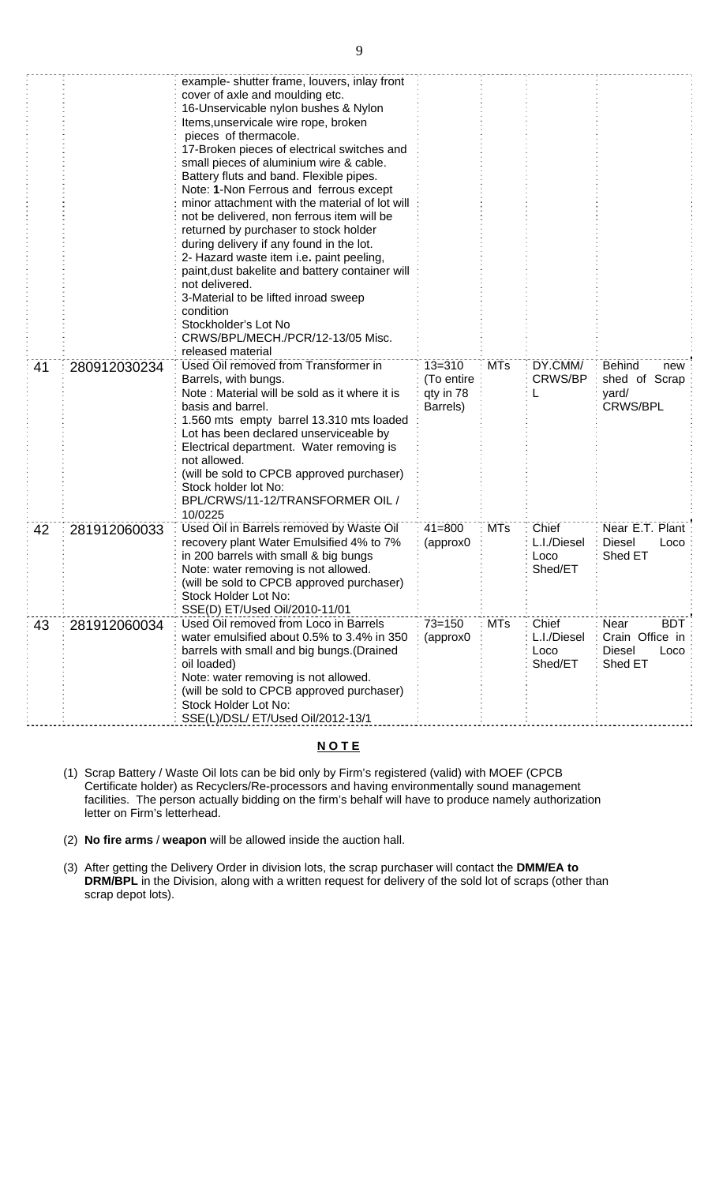|  |  |  |  |  |  |  |
|---|---|---|---|---|---|---|
|  |  | example- shutter frame, louvers, inlay front cover of axle and moulding etc.<br>16-Unservicable nylon bushes & Nylon Items,unservicale wire rope, broken pieces of thermacole.<br>17-Broken pieces of electrical switches and small pieces of aluminium wire & cable. Battery fluts and band. Flexible pipes.<br>Note: **1**-Non Ferrous and ferrous except minor attachment with the material of lot will not be delivered, non ferrous item will be returned by purchaser to stock holder during delivery if any found in the lot.<br>2- Hazard waste item i.e**.** paint peeling, paint,dust bakelite and battery container will not delivered.<br>3-Material to be lifted inroad sweep condition<br>Stockholder's Lot No CRWS/BPL/MECH./PCR/12-13/05 Misc. released material |  |  |  |  |
| 41 | 280912030234 | Used Oil removed from Transformer in Barrels, with bungs.<br>Note : Material will be sold as it where it is basis and barrel.<br>1.560 mts empty barrel 13.310 mts loaded Lot has been declared unserviceable by Electrical department. Water removing is not allowed.<br>(will be sold to CPCB approved purchaser)<br>Stock holder lot No: BPL/CRWS/11-12/TRANSFORMER OIL / 10/0225 | 13=310 (To entire qty in 78 Barrels) | MTs | DY.CMM/ CRWS/BPL | Behind new shed of Scrap yard/ CRWS/BPL |
| 42 | 281912060033 | Used Oil in Barrels removed by Waste Oil recovery plant Water Emulsified 4% to 7% in 200 barrels with small & big bungs<br>Note: water removing is not allowed.<br>(will be sold to CPCB approved purchaser)<br>Stock Holder Lot No: SSE(D) ET/Used Oil/2010-11/01 | 41=800 (approx0 | MTs | Chief L.I./Diesel Loco Shed/ET | Near E.T. Plant Diesel Loco Shed ET |
| 43 | 281912060034 | Used Oil removed from Loco in Barrels water emulsified about 0.5% to 3.4% in 350 barrels with small and big bungs.(Drained oil loaded)<br>Note: water removing is not allowed.<br>(will be sold to CPCB approved purchaser)<br>Stock Holder Lot No: SSE(L)/DSL/ ET/Used Oil/2012-13/1 | 73=150 (approx0 | MTs | Chief L.I./Diesel Loco Shed/ET | Near BDT Crain Office in Diesel Loco Shed ET |

**N O T E**

(1) Scrap Battery / Waste Oil lots can be bid only by Firm's registered (valid) with MOEF (CPCB Certificate holder) as Recyclers/Re-processors and having environmentally sound management facilities. The person actually bidding on the firm's behalf will have to produce namely authorization letter on Firm's letterhead.

(2) **No fire arms** / **weapon** will be allowed inside the auction hall.

(3) After getting the Delivery Order in division lots, the scrap purchaser will contact the **DMM/EA to DRM/BPL** in the Division, along with a written request for delivery of the sold lot of scraps (other than scrap depot lots).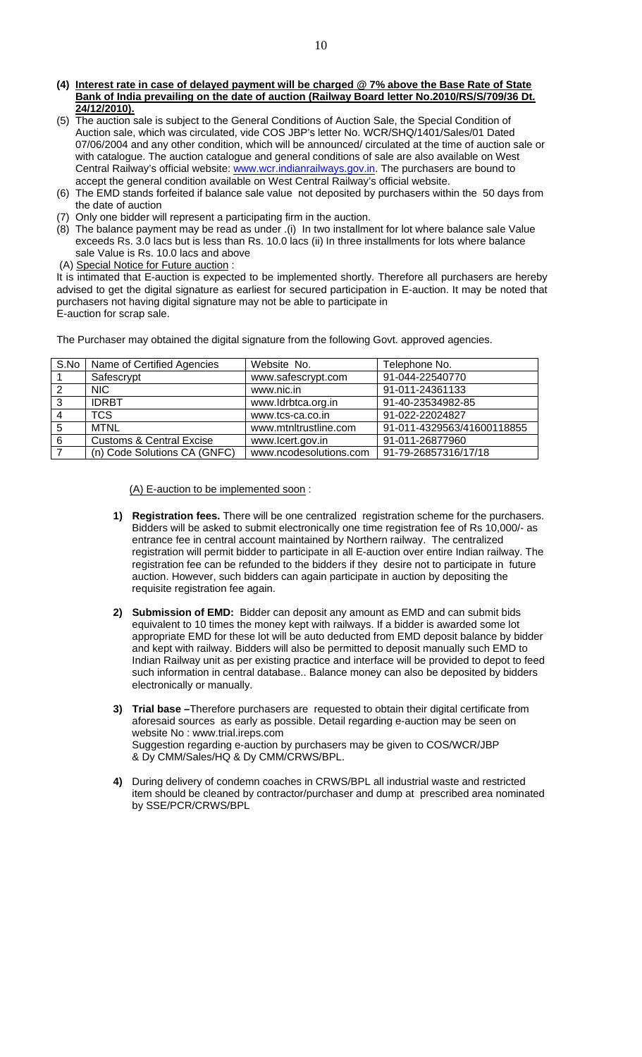**(4) Interest rate in case of delayed payment will be charged @ 7% above the Base Rate of State Bank of India prevailing on the date of auction (Railway Board letter No.2010/RS/S/709/36 Dt. 24/12/2010).**

(5) The auction sale is subject to the General Conditions of Auction Sale, the Special Condition of Auction sale, which was circulated, vide COS JBP's letter No. WCR/SHQ/1401/Sales/01 Dated 07/06/2004 and any other condition, which will be announced/ circulated at the time of auction sale or with catalogue. The auction catalogue and general conditions of sale are also available on West Central Railway's official website: www.wcr.indianrailways.gov.in. The purchasers are bound to accept the general condition available on West Central Railway's official website.

(6) The EMD stands forfeited if balance sale value not deposited by purchasers within the 50 days from the date of auction

(7) Only one bidder will represent a participating firm in the auction.

(8) The balance payment may be read as under .(i) In two installment for lot where balance sale Value exceeds Rs. 3.0 lacs but is less than Rs. 10.0 lacs (ii) In three installments for lots where balance sale Value is Rs. 10.0 lacs and above

(A) Special Notice for Future auction :

It is intimated that E-auction is expected to be implemented shortly. Therefore all purchasers are hereby advised to get the digital signature as earliest for secured participation in E-auction. It may be noted that purchasers not having digital signature may not be able to participate in E-auction for scrap sale.

The Purchaser may obtained the digital signature from the following Govt. approved agencies.

| S.No | Name of Certified Agencies | Website No. | Telephone No. |
|---|---|---|---|
| 1 | Safescrypt | www.safescrypt.com | 91-044-22540770 |
| 2 | NIC | www.nic.in | 91-011-24361133 |
| 3 | IDRBT | www.Idrbtca.org.in | 91-40-23534982-85 |
| 4 | TCS | www.tcs-ca.co.in | 91-022-22024827 |
| 5 | MTNL | www.mtnltrustline.com | 91-011-4329563/41600118855 |
| 6 | Customs & Central Excise | www.Icert.gov.in | 91-011-26877960 |
| 7 | (n) Code Solutions CA (GNFC) | www.ncodesolutions.com | 91-79-26857316/17/18 |

(A) E-auction to be implemented soon :

1) **Registration fees.** There will be one centralized registration scheme for the purchasers. Bidders will be asked to submit electronically one time registration fee of Rs 10,000/- as entrance fee in central account maintained by Northern railway. The centralized registration will permit bidder to participate in all E-auction over entire Indian railway. The registration fee can be refunded to the bidders if they desire not to participate in future auction. However, such bidders can again participate in auction by depositing the requisite registration fee again.

2) **Submission of EMD:** Bidder can deposit any amount as EMD and can submit bids equivalent to 10 times the money kept with railways. If a bidder is awarded some lot appropriate EMD for these lot will be auto deducted from EMD deposit balance by bidder and kept with railway. Bidders will also be permitted to deposit manually such EMD to Indian Railway unit as per existing practice and interface will be provided to depot to feed such information in central database.. Balance money can also be deposited by bidders electronically or manually.

3) **Trial base –**Therefore purchasers are requested to obtain their digital certificate from aforesaid sources as early as possible. Detail regarding e-auction may be seen on website No : www.trial.ireps.com
Suggestion regarding e-auction by purchasers may be given to COS/WCR/JBP & Dy CMM/Sales/HQ & Dy CMM/CRWS/BPL.

4) During delivery of condemn coaches in CRWS/BPL all industrial waste and restricted item should be cleaned by contractor/purchaser and dump at prescribed area nominated by SSE/PCR/CRWS/BPL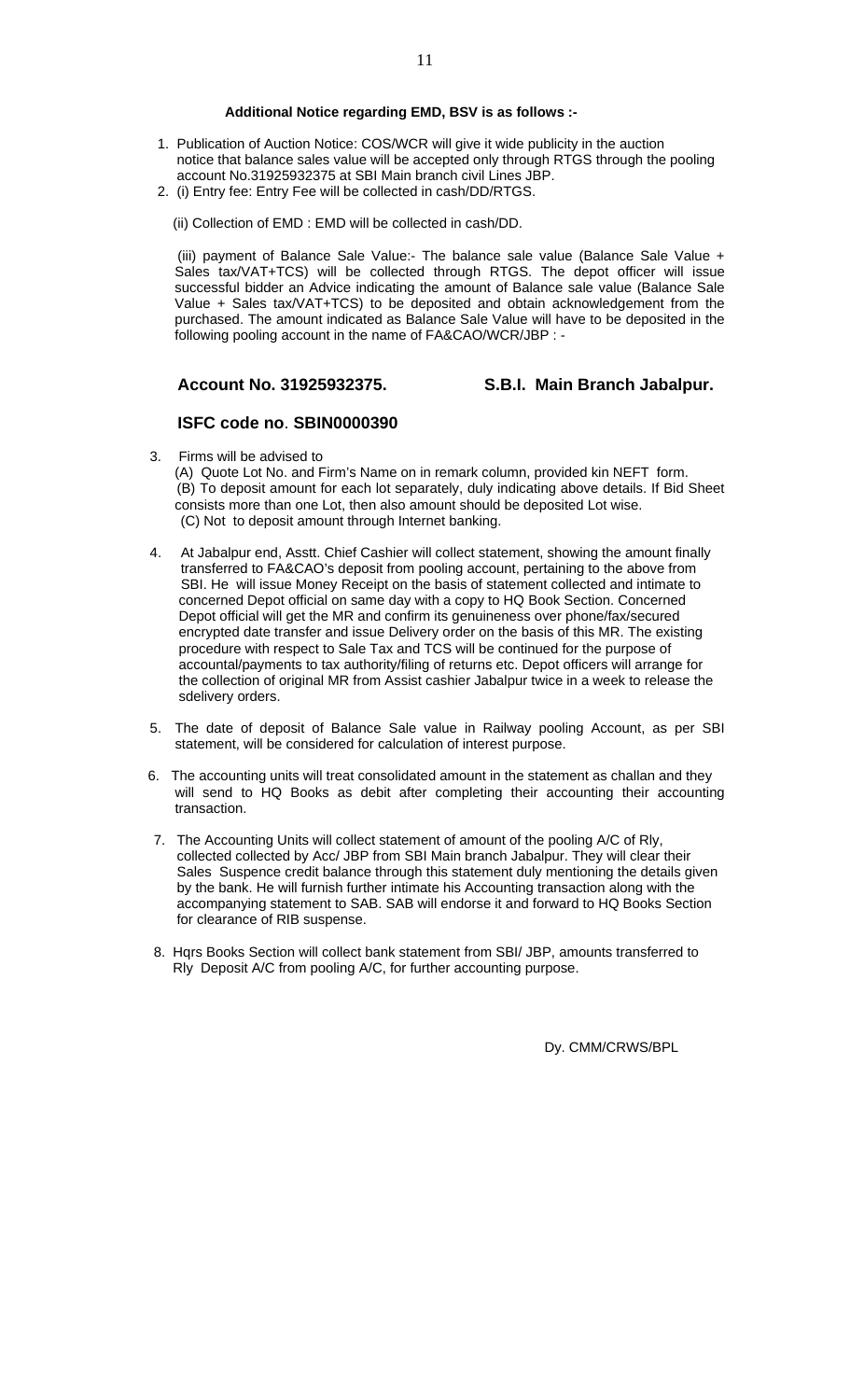**Additional Notice regarding EMD, BSV is as follows :-**

1. Publication of Auction Notice: COS/WCR will give it wide publicity in the auction notice that balance sales value will be accepted only through RTGS through the pooling account No.31925932375 at SBI Main branch civil Lines JBP.
2. (i) Entry fee: Entry Fee will be collected in cash/DD/RTGS.

   (ii) Collection of EMD : EMD will be collected in cash/DD.

   (iii) payment of Balance Sale Value:- The balance sale value (Balance Sale Value + Sales tax/VAT+TCS) will be collected through RTGS. The depot officer will issue successful bidder an Advice indicating the amount of Balance sale value (Balance Sale Value + Sales tax/VAT+TCS) to be deposited and obtain acknowledgement from the purchased. The amount indicated as Balance Sale Value will have to be deposited in the following pooling account in the name of FA&CAO/WCR/JBP : -

   **Account No. 31925932375.** **S.B.I. Main Branch Jabalpur.**

   **ISFC code no**. **SBIN0000390**

3. Firms will be advised to

   (A) Quote Lot No. and Firm's Name on in remark column, provided kin NEFT form.
   (B) To deposit amount for each lot separately, duly indicating above details. If Bid Sheet consists more than one Lot, then also amount should be deposited Lot wise.
   (C) Not to deposit amount through Internet banking.

4. At Jabalpur end, Asstt. Chief Cashier will collect statement, showing the amount finally transferred to FA&CAO's deposit from pooling account, pertaining to the above from SBI. He will issue Money Receipt on the basis of statement collected and intimate to concerned Depot official on same day with a copy to HQ Book Section. Concerned Depot official will get the MR and confirm its genuineness over phone/fax/secured encrypted date transfer and issue Delivery order on the basis of this MR. The existing procedure with respect to Sale Tax and TCS will be continued for the purpose of accountal/payments to tax authority/filing of returns etc. Depot officers will arrange for the collection of original MR from Assist cashier Jabalpur twice in a week to release the sdelivery orders.

5. The date of deposit of Balance Sale value in Railway pooling Account, as per SBI statement, will be considered for calculation of interest purpose.

6. The accounting units will treat consolidated amount in the statement as challan and they will send to HQ Books as debit after completing their accounting their accounting transaction.

7. The Accounting Units will collect statement of amount of the pooling A/C of Rly, collected collected by Acc/ JBP from SBI Main branch Jabalpur. They will clear their Sales Suspence credit balance through this statement duly mentioning the details given by the bank. He will furnish further intimate his Accounting transaction along with the accompanying statement to SAB. SAB will endorse it and forward to HQ Books Section for clearance of RIB suspense.

8. Hqrs Books Section will collect bank statement from SBI/ JBP, amounts transferred to Rly Deposit A/C from pooling A/C, for further accounting purpose.

Dy. CMM/CRWS/BPL